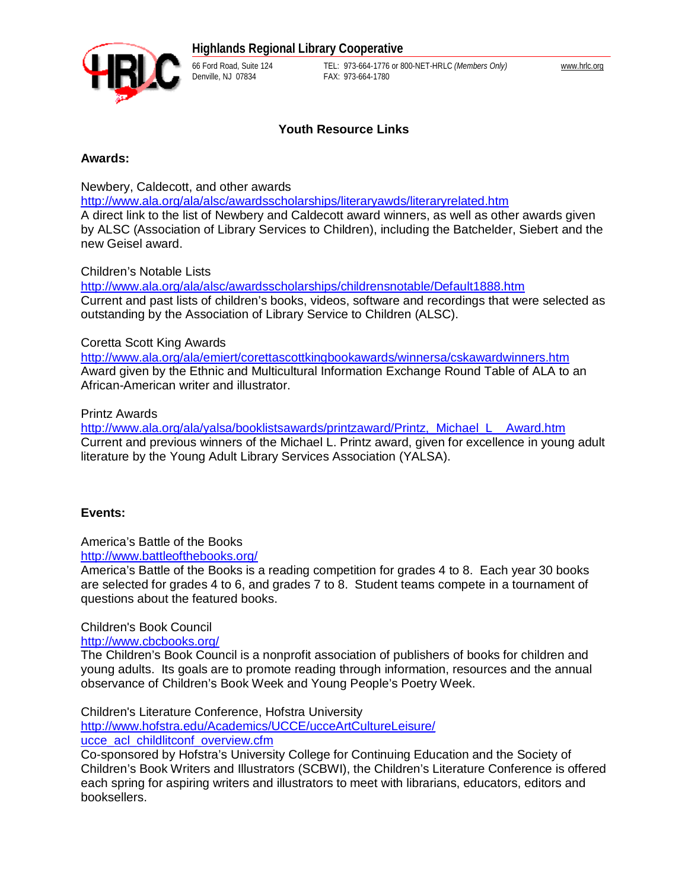**Highlands Regional Library Cooperative**

66 Ford Road, Suite 124
Denville, NJ 07834

TEL: 973-664-1776 or 800-NET-HRLC *(Members Only)*
FAX: 973-664-1780

www.hrlc.org

## Youth Resource Links

### Awards:

Newbery, Caldecott, and other awards
http://www.ala.org/ala/alsc/awardsscholarships/literaryawds/literaryrelated.htm
A direct link to the list of Newbery and Caldecott award winners, as well as other awards given by ALSC (Association of Library Services to Children), including the Batchelder, Siebert and the new Geisel award.

Children's Notable Lists
http://www.ala.org/ala/alsc/awardsscholarships/childrensnotable/Default1888.htm
Current and past lists of children's books, videos, software and recordings that were selected as outstanding by the Association of Library Service to Children (ALSC).

Coretta Scott King Awards
http://www.ala.org/ala/emiert/corettascottkingbookawards/winnersa/cskawardwinners.htm
Award given by the Ethnic and Multicultural Information Exchange Round Table of ALA to an African-American writer and illustrator.

Printz Awards
http://www.ala.org/ala/yalsa/booklistsawards/printzaward/Printz,_Michael_L__Award.htm
Current and previous winners of the Michael L. Printz award, given for excellence in young adult literature by the Young Adult Library Services Association (YALSA).

### Events:

America's Battle of the Books
http://www.battleofthebooks.org/
America's Battle of the Books is a reading competition for grades 4 to 8. Each year 30 books are selected for grades 4 to 6, and grades 7 to 8. Student teams compete in a tournament of questions about the featured books.

Children's Book Council
http://www.cbcbooks.org/
The Children's Book Council is a nonprofit association of publishers of books for children and young adults. Its goals are to promote reading through information, resources and the annual observance of Children's Book Week and Young People's Poetry Week.

Children's Literature Conference, Hofstra University
http://www.hofstra.edu/Academics/UCCE/ucceArtCultureLeisure/ucce_acl_childlitconf_overview.cfm
Co-sponsored by Hofstra's University College for Continuing Education and the Society of Children's Book Writers and Illustrators (SCBWI), the Children's Literature Conference is offered each spring for aspiring writers and illustrators to meet with librarians, educators, editors and booksellers.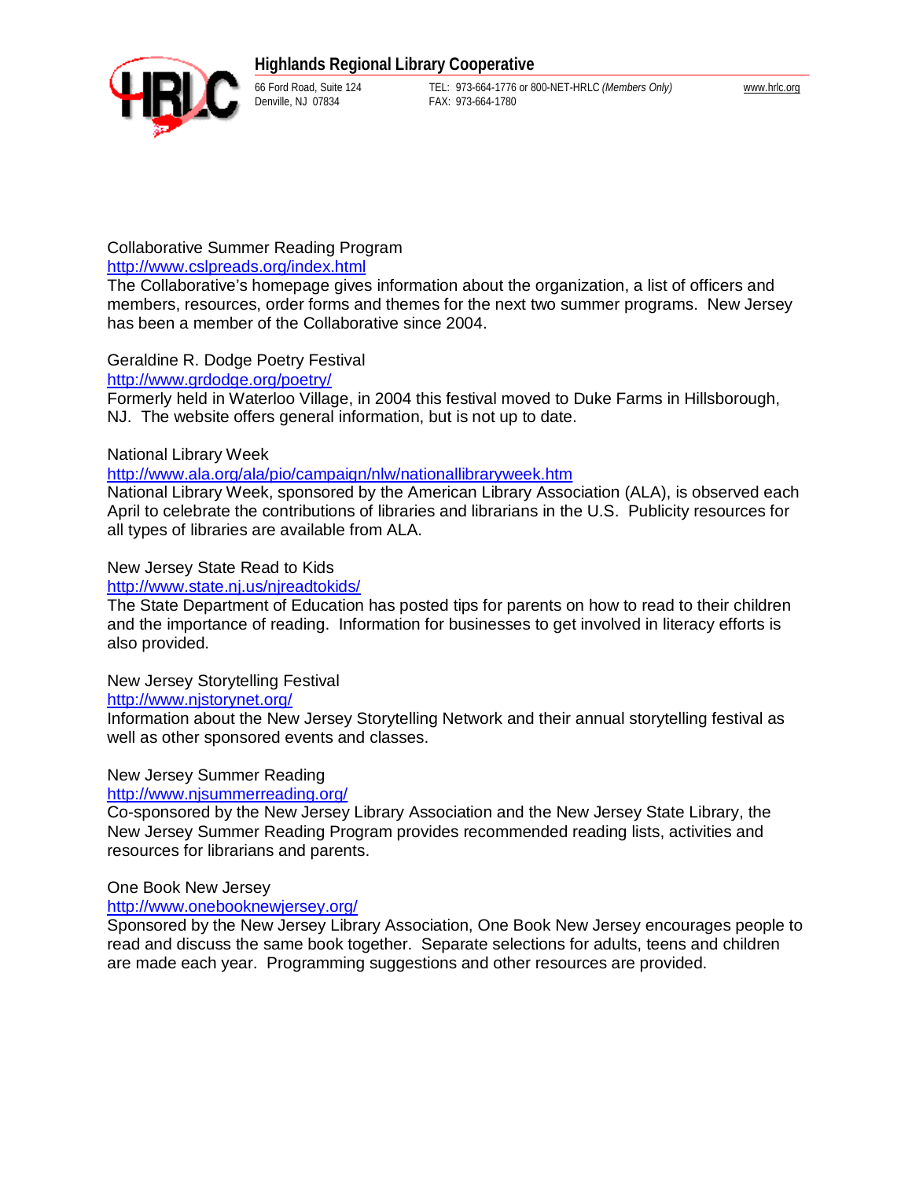Collaborative Summer Reading Program
http://www.cslpreads.org/index.html
The Collaborative's homepage gives information about the organization, a list of officers and members, resources, order forms and themes for the next two summer programs. New Jersey has been a member of the Collaborative since 2004.

Geraldine R. Dodge Poetry Festival
http://www.grdodge.org/poetry/
Formerly held in Waterloo Village, in 2004 this festival moved to Duke Farms in Hillsborough, NJ. The website offers general information, but is not up to date.

National Library Week
http://www.ala.org/ala/pio/campaign/nlw/nationallibraryweek.htm
National Library Week, sponsored by the American Library Association (ALA), is observed each April to celebrate the contributions of libraries and librarians in the U.S. Publicity resources for all types of libraries are available from ALA.

New Jersey State Read to Kids
http://www.state.nj.us/njreadtokids/
The State Department of Education has posted tips for parents on how to read to their children and the importance of reading. Information for businesses to get involved in literacy efforts is also provided.

New Jersey Storytelling Festival
http://www.njstorynet.org/
Information about the New Jersey Storytelling Network and their annual storytelling festival as well as other sponsored events and classes.

New Jersey Summer Reading
http://www.njsummerreading.org/
Co-sponsored by the New Jersey Library Association and the New Jersey State Library, the New Jersey Summer Reading Program provides recommended reading lists, activities and resources for librarians and parents.

One Book New Jersey
http://www.onebooknewjersey.org/
Sponsored by the New Jersey Library Association, One Book New Jersey encourages people to read and discuss the same book together. Separate selections for adults, teens and children are made each year. Programming suggestions and other resources are provided.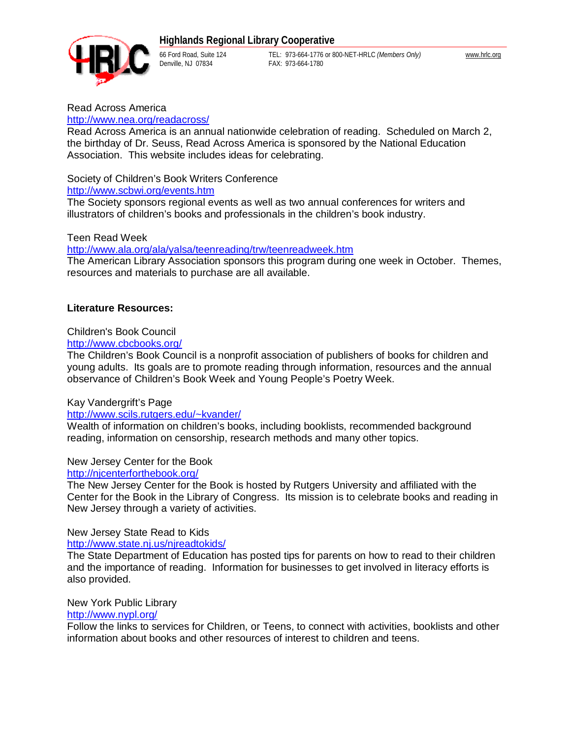Read Across America
http://www.nea.org/readacross/
Read Across America is an annual nationwide celebration of reading. Scheduled on March 2, the birthday of Dr. Seuss, Read Across America is sponsored by the National Education Association. This website includes ideas for celebrating.

Society of Children's Book Writers Conference
http://www.scbwi.org/events.htm
The Society sponsors regional events as well as two annual conferences for writers and illustrators of children's books and professionals in the children's book industry.

Teen Read Week
http://www.ala.org/ala/yalsa/teenreading/trw/teenreadweek.htm
The American Library Association sponsors this program during one week in October. Themes, resources and materials to purchase are all available.

**Literature Resources:**

Children's Book Council
http://www.cbcbooks.org/
The Children's Book Council is a nonprofit association of publishers of books for children and young adults. Its goals are to promote reading through information, resources and the annual observance of Children's Book Week and Young People's Poetry Week.

Kay Vandergrift's Page
http://www.scils.rutgers.edu/~kvander/
Wealth of information on children's books, including booklists, recommended background reading, information on censorship, research methods and many other topics.

New Jersey Center for the Book
http://njcenterforthebook.org/
The New Jersey Center for the Book is hosted by Rutgers University and affiliated with the Center for the Book in the Library of Congress. Its mission is to celebrate books and reading in New Jersey through a variety of activities.

New Jersey State Read to Kids
http://www.state.nj.us/njreadtokids/
The State Department of Education has posted tips for parents on how to read to their children and the importance of reading. Information for businesses to get involved in literacy efforts is also provided.

New York Public Library
http://www.nypl.org/
Follow the links to services for Children, or Teens, to connect with activities, booklists and other information about books and other resources of interest to children and teens.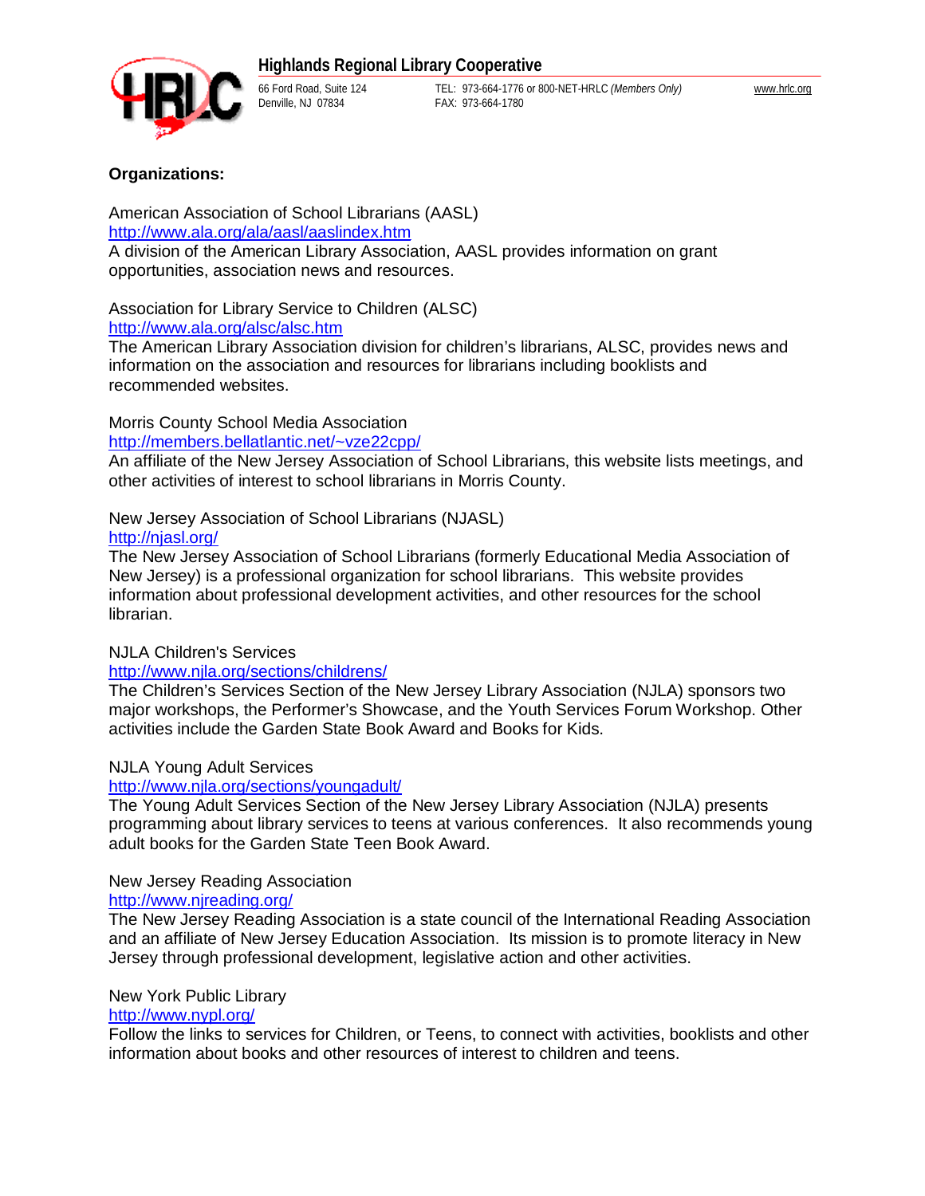**Organizations:**

American Association of School Librarians (AASL)
http://www.ala.org/ala/aasl/aaslindex.htm
A division of the American Library Association, AASL provides information on grant opportunities, association news and resources.

Association for Library Service to Children (ALSC)
http://www.ala.org/alsc/alsc.htm
The American Library Association division for children's librarians, ALSC, provides news and information on the association and resources for librarians including booklists and recommended websites.

Morris County School Media Association
http://members.bellatlantic.net/~vze22cpp/
An affiliate of the New Jersey Association of School Librarians, this website lists meetings, and other activities of interest to school librarians in Morris County.

New Jersey Association of School Librarians (NJASL)
http://njasl.org/
The New Jersey Association of School Librarians (formerly Educational Media Association of New Jersey) is a professional organization for school librarians. This website provides information about professional development activities, and other resources for the school librarian.

NJLA Children's Services
http://www.njla.org/sections/childrens/
The Children's Services Section of the New Jersey Library Association (NJLA) sponsors two major workshops, the Performer's Showcase, and the Youth Services Forum Workshop. Other activities include the Garden State Book Award and Books for Kids.

NJLA Young Adult Services
http://www.njla.org/sections/youngadult/
The Young Adult Services Section of the New Jersey Library Association (NJLA) presents programming about library services to teens at various conferences. It also recommends young adult books for the Garden State Teen Book Award.

New Jersey Reading Association
http://www.njreading.org/
The New Jersey Reading Association is a state council of the International Reading Association and an affiliate of New Jersey Education Association. Its mission is to promote literacy in New Jersey through professional development, legislative action and other activities.

New York Public Library
http://www.nypl.org/
Follow the links to services for Children, or Teens, to connect with activities, booklists and other information about books and other resources of interest to children and teens.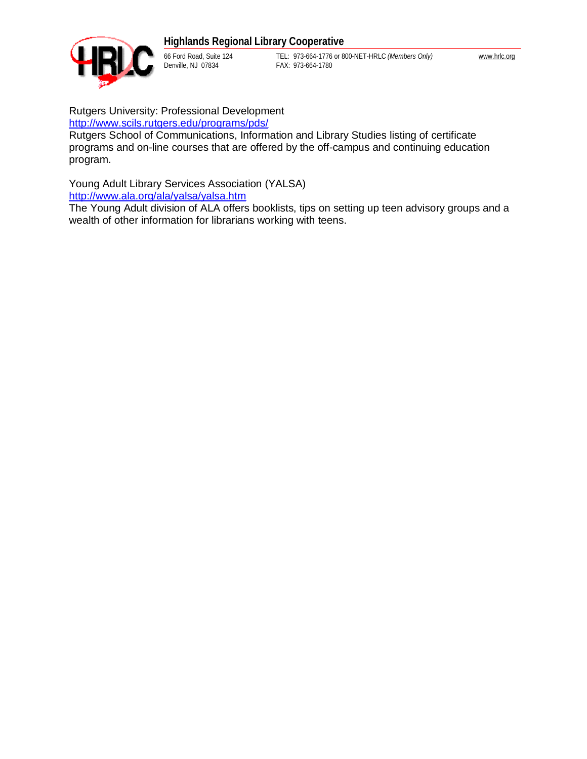Rutgers University: Professional Development
http://www.scils.rutgers.edu/programs/pds/
Rutgers School of Communications, Information and Library Studies listing of certificate programs and on-line courses that are offered by the off-campus and continuing education program.

Young Adult Library Services Association (YALSA)
http://www.ala.org/ala/yalsa/yalsa.htm
The Young Adult division of ALA offers booklists, tips on setting up teen advisory groups and a wealth of other information for librarians working with teens.